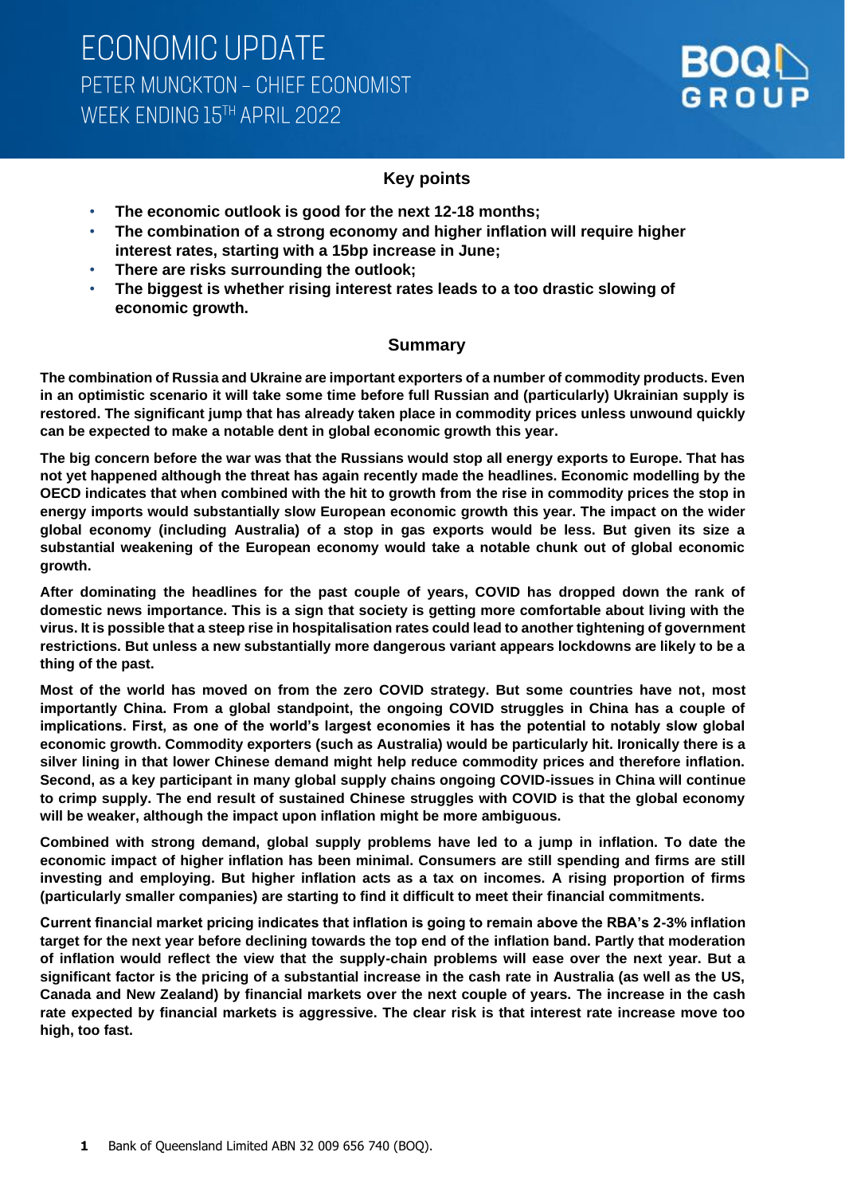# ECONOMIC UPDATE

PETER MUNCKTON – CHIEF ECONOMIST

WEEK ENDING 15TH APRIL 2022

## Key points

- **The economic outlook is good for the next 12-18 months;**
- **The combination of a strong economy and higher inflation will require higher interest rates, starting with a 15bp increase in June;**
- **There are risks surrounding the outlook;**
- **The biggest is whether rising interest rates leads to a too drastic slowing of economic growth.**

## Summary

**The combination of Russia and Ukraine are important exporters of a number of commodity products. Even in an optimistic scenario it will take some time before full Russian and (particularly) Ukrainian supply is restored. The significant jump that has already taken place in commodity prices unless unwound quickly can be expected to make a notable dent in global economic growth this year.**

**The big concern before the war was that the Russians would stop all energy exports to Europe. That has not yet happened although the threat has again recently made the headlines. Economic modelling by the OECD indicates that when combined with the hit to growth from the rise in commodity prices the stop in energy imports would substantially slow European economic growth this year. The impact on the wider global economy (including Australia) of a stop in gas exports would be less. But given its size a substantial weakening of the European economy would take a notable chunk out of global economic growth.**

**After dominating the headlines for the past couple of years, COVID has dropped down the rank of domestic news importance. This is a sign that society is getting more comfortable about living with the virus. It is possible that a steep rise in hospitalisation rates could lead to another tightening of government restrictions. But unless a new substantially more dangerous variant appears lockdowns are likely to be a thing of the past.**

**Most of the world has moved on from the zero COVID strategy. But some countries have not, most importantly China. From a global standpoint, the ongoing COVID struggles in China has a couple of implications. First, as one of the world's largest economies it has the potential to notably slow global economic growth. Commodity exporters (such as Australia) would be particularly hit. Ironically there is a silver lining in that lower Chinese demand might help reduce commodity prices and therefore inflation. Second, as a key participant in many global supply chains ongoing COVID-issues in China will continue to crimp supply. The end result of sustained Chinese struggles with COVID is that the global economy will be weaker, although the impact upon inflation might be more ambiguous.**

**Combined with strong demand, global supply problems have led to a jump in inflation. To date the economic impact of higher inflation has been minimal. Consumers are still spending and firms are still investing and employing. But higher inflation acts as a tax on incomes. A rising proportion of firms (particularly smaller companies) are starting to find it difficult to meet their financial commitments.**

**Current financial market pricing indicates that inflation is going to remain above the RBA's 2-3% inflation target for the next year before declining towards the top end of the inflation band. Partly that moderation of inflation would reflect the view that the supply-chain problems will ease over the next year. But a significant factor is the pricing of a substantial increase in the cash rate in Australia (as well as the US, Canada and New Zealand) by financial markets over the next couple of years. The increase in the cash rate expected by financial markets is aggressive. The clear risk is that interest rate increase move too high, too fast.**

Bank of Queensland Limited ABN 32 009 656 740 (BOQ).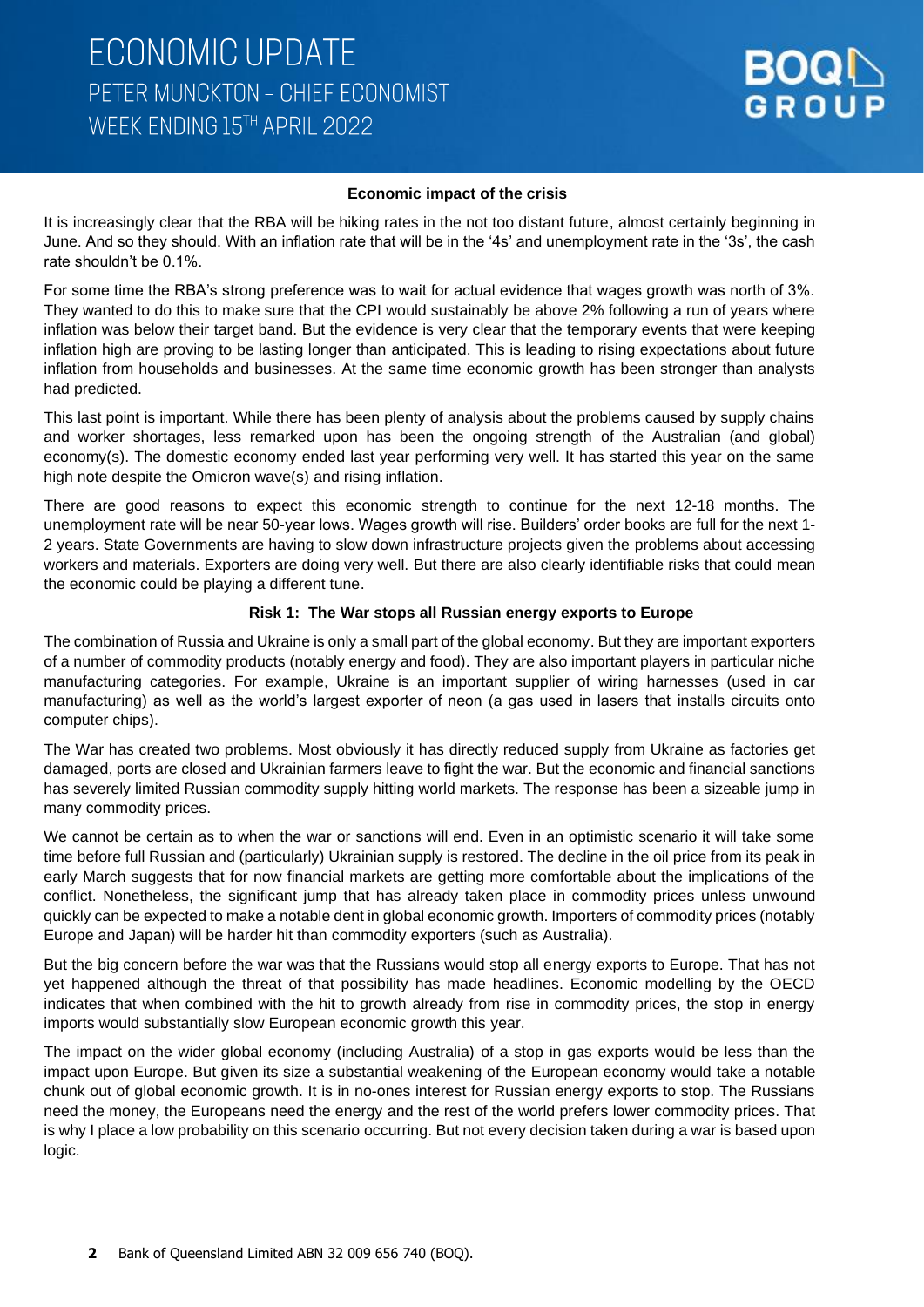# ECONOMIC UPDATE

## PETER MUNCKTON – CHIEF ECONOMIST

## WEEK ENDING 15TH APRIL 2022

### Economic impact of the crisis

It is increasingly clear that the RBA will be hiking rates in the not too distant future, almost certainly beginning in June. And so they should. With an inflation rate that will be in the '4s' and unemployment rate in the '3s', the cash rate shouldn't be 0.1%.

For some time the RBA's strong preference was to wait for actual evidence that wages growth was north of 3%. They wanted to do this to make sure that the CPI would sustainably be above 2% following a run of years where inflation was below their target band. But the evidence is very clear that the temporary events that were keeping inflation high are proving to be lasting longer than anticipated. This is leading to rising expectations about future inflation from households and businesses. At the same time economic growth has been stronger than analysts had predicted.

This last point is important. While there has been plenty of analysis about the problems caused by supply chains and worker shortages, less remarked upon has been the ongoing strength of the Australian (and global) economy(s). The domestic economy ended last year performing very well. It has started this year on the same high note despite the Omicron wave(s) and rising inflation.

There are good reasons to expect this economic strength to continue for the next 12-18 months. The unemployment rate will be near 50-year lows. Wages growth will rise. Builders' order books are full for the next 1-2 years. State Governments are having to slow down infrastructure projects given the problems about accessing workers and materials. Exporters are doing very well. But there are also clearly identifiable risks that could mean the economic could be playing a different tune.

### Risk 1: The War stops all Russian energy exports to Europe

The combination of Russia and Ukraine is only a small part of the global economy. But they are important exporters of a number of commodity products (notably energy and food). They are also important players in particular niche manufacturing categories. For example, Ukraine is an important supplier of wiring harnesses (used in car manufacturing) as well as the world's largest exporter of neon (a gas used in lasers that installs circuits onto computer chips).

The War has created two problems. Most obviously it has directly reduced supply from Ukraine as factories get damaged, ports are closed and Ukrainian farmers leave to fight the war. But the economic and financial sanctions has severely limited Russian commodity supply hitting world markets. The response has been a sizeable jump in many commodity prices.

We cannot be certain as to when the war or sanctions will end. Even in an optimistic scenario it will take some time before full Russian and (particularly) Ukrainian supply is restored. The decline in the oil price from its peak in early March suggests that for now financial markets are getting more comfortable about the implications of the conflict. Nonetheless, the significant jump that has already taken place in commodity prices unless unwound quickly can be expected to make a notable dent in global economic growth. Importers of commodity prices (notably Europe and Japan) will be harder hit than commodity exporters (such as Australia).

But the big concern before the war was that the Russians would stop all energy exports to Europe. That has not yet happened although the threat of that possibility has made headlines. Economic modelling by the OECD indicates that when combined with the hit to growth already from rise in commodity prices, the stop in energy imports would substantially slow European economic growth this year.

The impact on the wider global economy (including Australia) of a stop in gas exports would be less than the impact upon Europe. But given its size a substantial weakening of the European economy would take a notable chunk out of global economic growth. It is in no-ones interest for Russian energy exports to stop. The Russians need the money, the Europeans need the energy and the rest of the world prefers lower commodity prices. That is why I place a low probability on this scenario occurring. But not every decision taken during a war is based upon logic.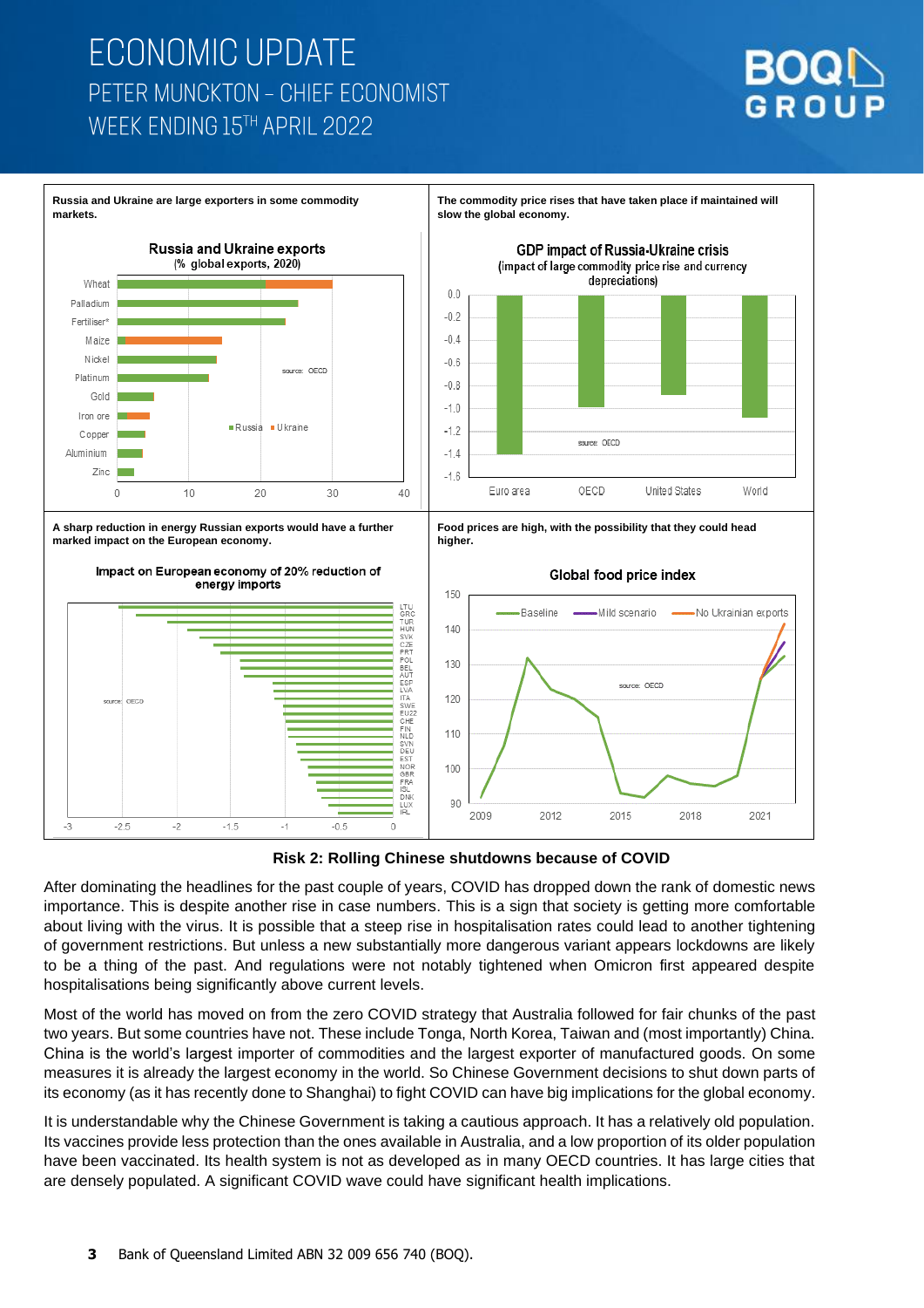Russia and Ukraine are large exporters in some commodity markets.

**Russia and Ukraine exports**
(% global exports, 2020)

source: OECD

The commodity price rises that have taken place if maintained will slow the global economy.

**GDP impact of Russia-Ukraine crisis**
(impact of large commodity price rise and currency depreciations)

source: OECD

A sharp reduction in energy Russian exports would have a further marked impact on the European economy.

**Impact on European economy of 20% reduction of energy imports**

source: OECD

Food prices are high, with the possibility that they could head higher.

**Global food price index**

source: OECD

**Risk 2: Rolling Chinese shutdowns because of COVID**

After dominating the headlines for the past couple of years, COVID has dropped down the rank of domestic news importance. This is despite another rise in case numbers. This is a sign that society is getting more comfortable about living with the virus. It is possible that a steep rise in hospitalisation rates could lead to another tightening of government restrictions. But unless a new substantially more dangerous variant appears lockdowns are likely to be a thing of the past. And regulations were not notably tightened when Omicron first appeared despite hospitalisations being significantly above current levels.

Most of the world has moved on from the zero COVID strategy that Australia followed for fair chunks of the past two years. But some countries have not. These include Tonga, North Korea, Taiwan and (most importantly) China. China is the world's largest importer of commodities and the largest exporter of manufactured goods. On some measures it is already the largest economy in the world. So Chinese Government decisions to shut down parts of its economy (as it has recently done to Shanghai) to fight COVID can have big implications for the global economy.

It is understandable why the Chinese Government is taking a cautious approach. It has a relatively old population. Its vaccines provide less protection than the ones available in Australia, and a low proportion of its older population have been vaccinated. Its health system is not as developed as in many OECD countries. It has large cities that are densely populated. A significant COVID wave could have significant health implications.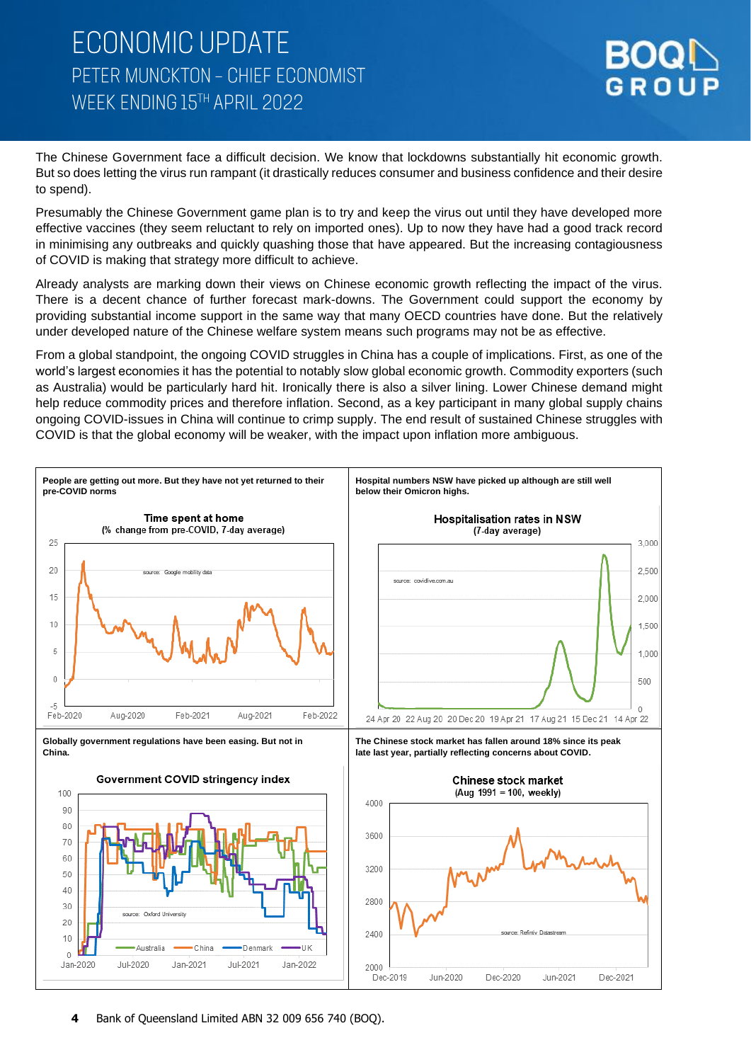# ECONOMIC UPDATE

PETER MUNCKTON – CHIEF ECONOMIST

WEEK ENDING 15TH APRIL 2022

The Chinese Government face a difficult decision. We know that lockdowns substantially hit economic growth. But so does letting the virus run rampant (it drastically reduces consumer and business confidence and their desire to spend).

Presumably the Chinese Government game plan is to try and keep the virus out until they have developed more effective vaccines (they seem reluctant to rely on imported ones). Up to now they have had a good track record in minimising any outbreaks and quickly quashing those that have appeared. But the increasing contagiousness of COVID is making that strategy more difficult to achieve.

Already analysts are marking down their views on Chinese economic growth reflecting the impact of the virus. There is a decent chance of further forecast mark-downs. The Government could support the economy by providing substantial income support in the same way that many OECD countries have done. But the relatively under developed nature of the Chinese welfare system means such programs may not be as effective.

From a global standpoint, the ongoing COVID struggles in China has a couple of implications. First, as one of the world's largest economies it has the potential to notably slow global economic growth. Commodity exporters (such as Australia) would be particularly hard hit. Ironically there is also a silver lining. Lower Chinese demand might help reduce commodity prices and therefore inflation. Second, as a key participant in many global supply chains ongoing COVID-issues in China will continue to crimp supply. The end result of sustained Chinese struggles with COVID is that the global economy will be weaker, with the impact upon inflation more ambiguous.

**People are getting out more. But they have not yet returned to their pre-COVID norms**

**Hospital numbers NSW have picked up although are still well below their Omicron highs.**

**Globally government regulations have been easing. But not in China.**

**The Chinese stock market has fallen around 18% since its peak late last year, partially reflecting concerns about COVID.**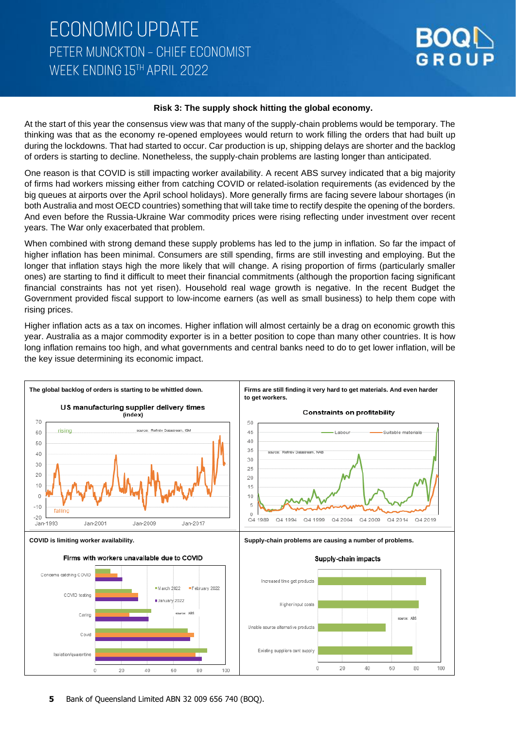**Risk 3: The supply shock hitting the global economy.**

At the start of this year the consensus view was that many of the supply-chain problems would be temporary. The thinking was that as the economy re-opened employees would return to work filling the orders that had built up during the lockdowns. That had started to occur. Car production is up, shipping delays are shorter and the backlog of orders is starting to decline. Nonetheless, the supply-chain problems are lasting longer than anticipated.

One reason is that COVID is still impacting worker availability. A recent ABS survey indicated that a big majority of firms had workers missing either from catching COVID or related-isolation requirements (as evidenced by the big queues at airports over the April school holidays). More generally firms are facing severe labour shortages (in both Australia and most OECD countries) something that will take time to rectify despite the opening of the borders. And even before the Russia-Ukraine War commodity prices were rising reflecting under investment over recent years. The War only exacerbated that problem.

When combined with strong demand these supply problems has led to the jump in inflation. So far the impact of higher inflation has been minimal. Consumers are still spending, firms are still investing and employing. But the longer that inflation stays high the more likely that will change. A rising proportion of firms (particularly smaller ones) are starting to find it difficult to meet their financial commitments (although the proportion facing significant financial constraints has not yet risen). Household real wage growth is negative. In the recent Budget the Government provided fiscal support to low-income earners (as well as small business) to help them cope with rising prices.

Higher inflation acts as a tax on incomes. Higher inflation will almost certainly be a drag on economic growth this year. Australia as a major commodity exporter is in a better position to cope than many other countries. It is how long inflation remains too high, and what governments and central banks need to do to get lower inflation, will be the key issue determining its economic impact.

**The global backlog of orders is starting to be whittled down.**

**Firms are still finding it very hard to get materials. And even harder to get workers.**

**COVID is limiting worker availability.**

**Supply-chain problems are causing a number of problems.**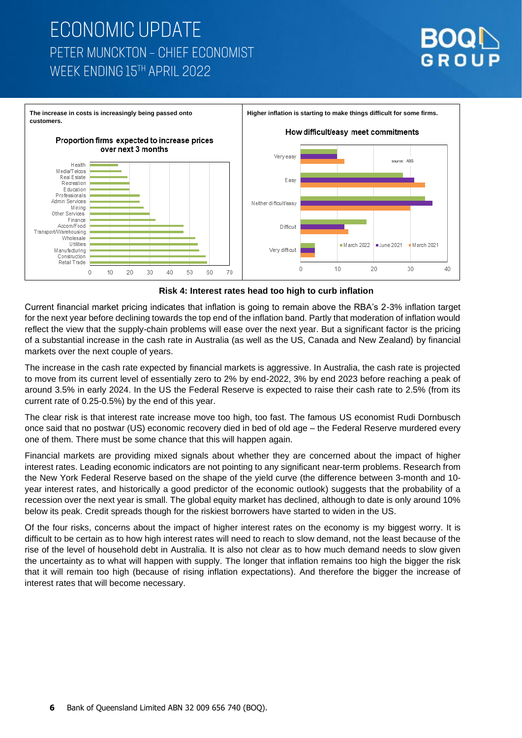**The increase in costs is increasingly being passed onto customers.**

Proportion firms expected to increase prices over next 3 months

**Higher inflation is starting to make things difficult for some firms.**

How difficult/easy meet commitments

source: ABS

### Risk 4: Interest rates head too high to curb inflation

Current financial market pricing indicates that inflation is going to remain above the RBA's 2-3% inflation target for the next year before declining towards the top end of the inflation band. Partly that moderation of inflation would reflect the view that the supply-chain problems will ease over the next year. But a significant factor is the pricing of a substantial increase in the cash rate in Australia (as well as the US, Canada and New Zealand) by financial markets over the next couple of years.

The increase in the cash rate expected by financial markets is aggressive. In Australia, the cash rate is projected to move from its current level of essentially zero to 2% by end-2022, 3% by end 2023 before reaching a peak of around 3.5% in early 2024. In the US the Federal Reserve is expected to raise their cash rate to 2.5% (from its current rate of 0.25-0.5%) by the end of this year.

The clear risk is that interest rate increase move too high, too fast. The famous US economist Rudi Dornbusch once said that no postwar (US) economic recovery died in bed of old age – the Federal Reserve murdered every one of them. There must be some chance that this will happen again.

Financial markets are providing mixed signals about whether they are concerned about the impact of higher interest rates. Leading economic indicators are not pointing to any significant near-term problems. Research from the New York Federal Reserve based on the shape of the yield curve (the difference between 3-month and 10-year interest rates, and historically a good predictor of the economic outlook) suggests that the probability of a recession over the next year is small. The global equity market has declined, although to date is only around 10% below its peak. Credit spreads though for the riskiest borrowers have started to widen in the US.

Of the four risks, concerns about the impact of higher interest rates on the economy is my biggest worry. It is difficult to be certain as to how high interest rates will need to reach to slow demand, not the least because of the rise of the level of household debt in Australia. It is also not clear as to how much demand needs to slow given the uncertainty as to what will happen with supply. The longer that inflation remains too high the bigger the risk that it will remain too high (because of rising inflation expectations). And therefore the bigger the increase of interest rates that will become necessary.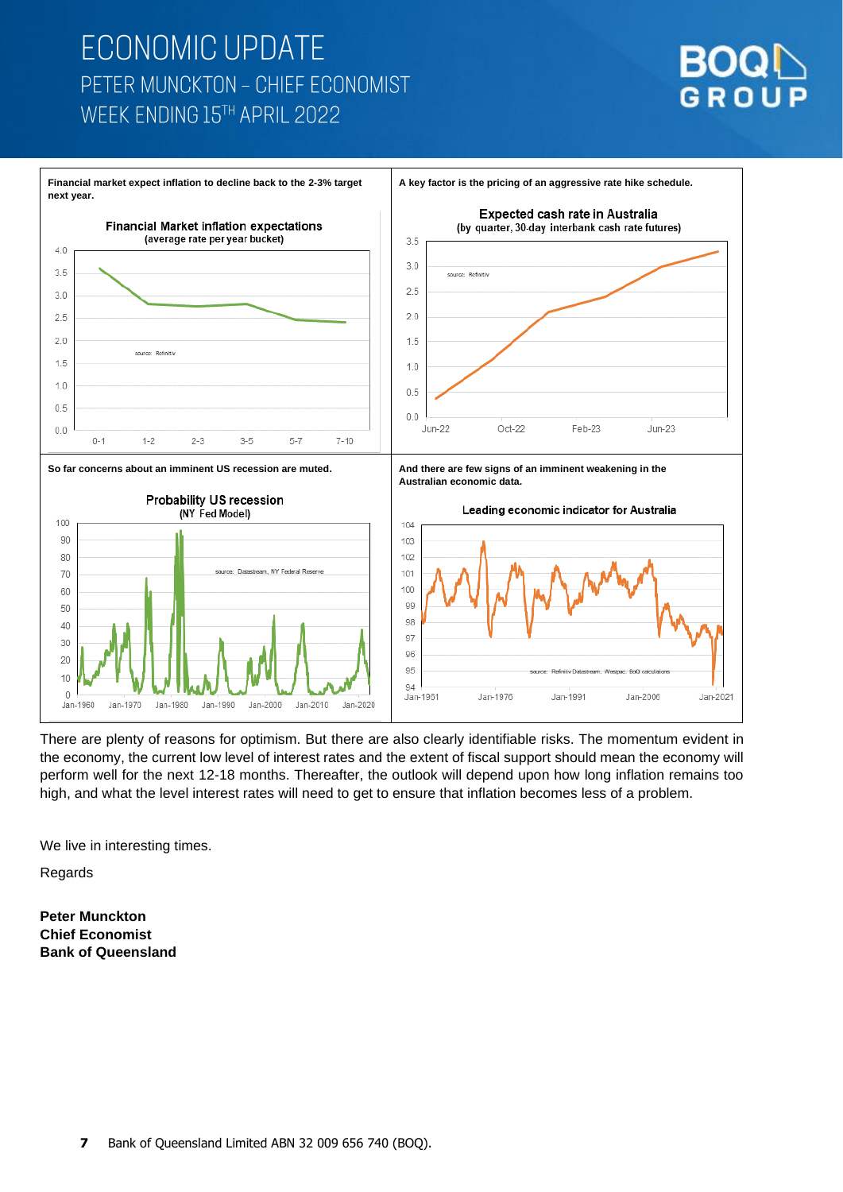# ECONOMIC UPDATE
## PETER MUNCKTON – CHIEF ECONOMIST
## WEEK ENDING 15TH APRIL 2022

**Financial market expect inflation to decline back to the 2-3% target next year.**

Financial Market inflation expectations
(average rate per year bucket)
4.0
3.5
3.0
2.5
2.0
1.5
1.0
0.5
0.0
0-1
1-2
2-3
3-5
5-7
7-10
source: Refinitiv

**A key factor is the pricing of an aggressive rate hike schedule.**

Expected cash rate in Australia
(by quarter, 30-day interbank cash rate futures)
3.5
3.0
2.5
2.0
1.5
1.0
0.5
0.0
Jun-22
Oct-22
Feb-23
Jun-23
source: Refinitiv

**So far concerns about an imminent US recession are muted.**

Probability US recession
(NY Fed Model)
100
90
80
70
60
50
40
30
20
10
0
Jan-1960
Jan-1970
Jan-1980
Jan-1990
Jan-2000
Jan-2010
Jan-2020
source: Datastream, NY Federal Reserve

**And there are few signs of an imminent weakening in the Australian economic data.**

Leading economic indicator for Australia
104
103
102
101
100
99
98
97
96
95
94
Jan-1961
Jan-1976
Jan-1991
Jan-2006
Jan-2021
source: Refinitiv Datastream, Westpac, BoQ calculations

There are plenty of reasons for optimism. But there are also clearly identifiable risks. The momentum evident in the economy, the current low level of interest rates and the extent of fiscal support should mean the economy will perform well for the next 12-18 months. Thereafter, the outlook will depend upon how long inflation remains too high, and what the level interest rates will need to get to ensure that inflation becomes less of a problem.

We live in interesting times.

Regards

**Peter Munckton**
**Chief Economist**
**Bank of Queensland**

Bank of Queensland Limited ABN 32 009 656 740 (BOQ).